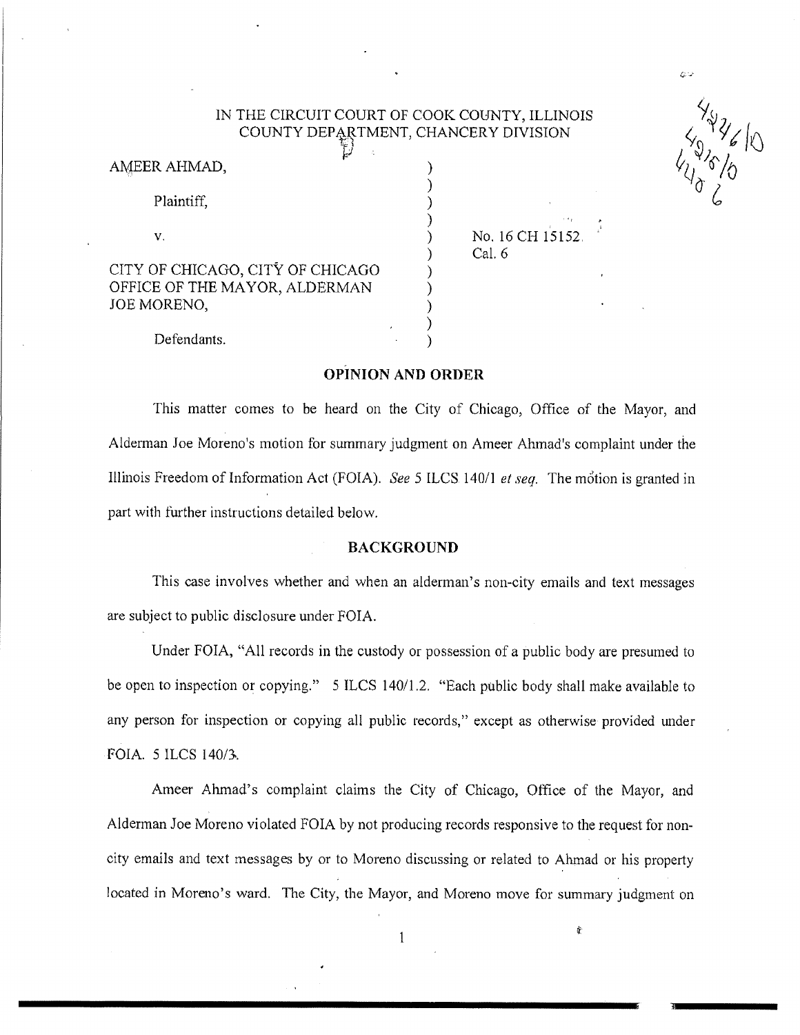IN THE CIRCUIT COURT OF COOK COUNTY, ILLINOIS
COUNTY DEPARTMENT, CHANCERY DIVISION

AMEER AHMAD,

Plaintiff,

v.

CITY OF CHICAGO, CITY OF CHICAGO OFFICE OF THE MAYOR, ALDERMAN JOE MORENO,

Defendants.

No. 16 CH 15152
Cal. 6

## OPINION AND ORDER

This matter comes to be heard on the City of Chicago, Office of the Mayor, and Alderman Joe Moreno's motion for summary judgment on Ameer Ahmad's complaint under the Illinois Freedom of Information Act (FOIA). *See* 5 ILCS 140/1 *et seq.* The motion is granted in part with further instructions detailed below.

## BACKGROUND

This case involves whether and when an alderman's non-city emails and text messages are subject to public disclosure under FOIA.

Under FOIA, "All records in the custody or possession of a public body are presumed to be open to inspection or copying." 5 ILCS 140/1.2. "Each public body shall make available to any person for inspection or copying all public records," except as otherwise provided under FOIA. 5 ILCS 140/3.

Ameer Ahmad's complaint claims the City of Chicago, Office of the Mayor, and Alderman Joe Moreno violated FOIA by not producing records responsive to the request for non-city emails and text messages by or to Moreno discussing or related to Ahmad or his property located in Moreno's ward. The City, the Mayor, and Moreno move for summary judgment on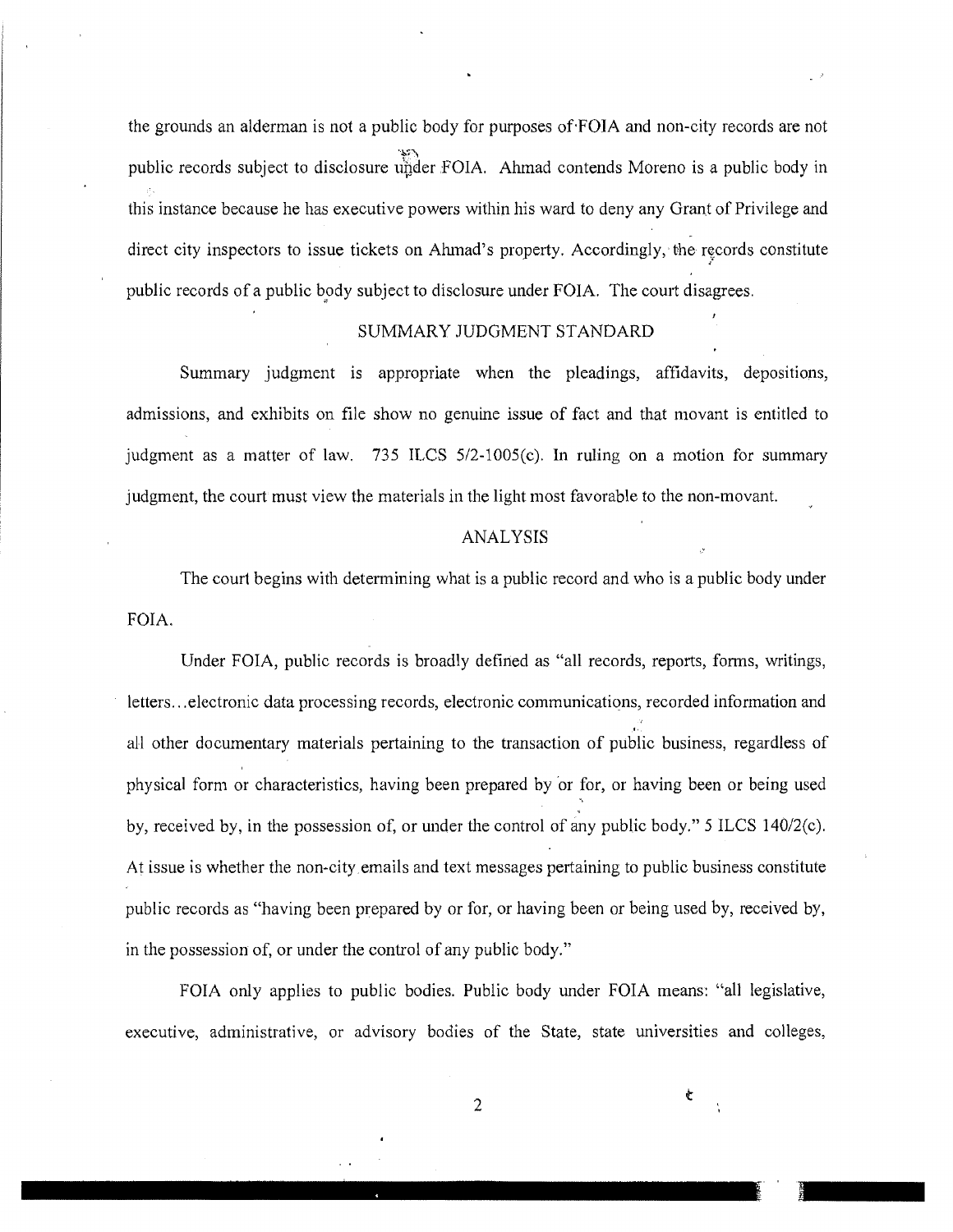the grounds an alderman is not a public body for purposes of FOIA and non-city records are not public records subject to disclosure under FOIA. Ahmad contends Moreno is a public body in this instance because he has executive powers within his ward to deny any Grant of Privilege and direct city inspectors to issue tickets on Ahmad's property. Accordingly, the records constitute public records of a public body subject to disclosure under FOIA. The court disagrees.

## SUMMARY JUDGMENT STANDARD

Summary judgment is appropriate when the pleadings, affidavits, depositions, admissions, and exhibits on file show no genuine issue of fact and that movant is entitled to judgment as a matter of law. 735 ILCS 5/2-1005(c). In ruling on a motion for summary judgment, the court must view the materials in the light most favorable to the non-movant.

## ANALYSIS

The court begins with determining what is a public record and who is a public body under FOIA.

Under FOIA, public records is broadly defined as "all records, reports, forms, writings, letters...electronic data processing records, electronic communications, recorded information and all other documentary materials pertaining to the transaction of public business, regardless of physical form or characteristics, having been prepared by or for, or having been or being used by, received by, in the possession of, or under the control of any public body." 5 ILCS 140/2(c). At issue is whether the non-city emails and text messages pertaining to public business constitute public records as "having been prepared by or for, or having been or being used by, received by, in the possession of, or under the control of any public body."

FOIA only applies to public bodies. Public body under FOIA means: "all legislative, executive, administrative, or advisory bodies of the State, state universities and colleges,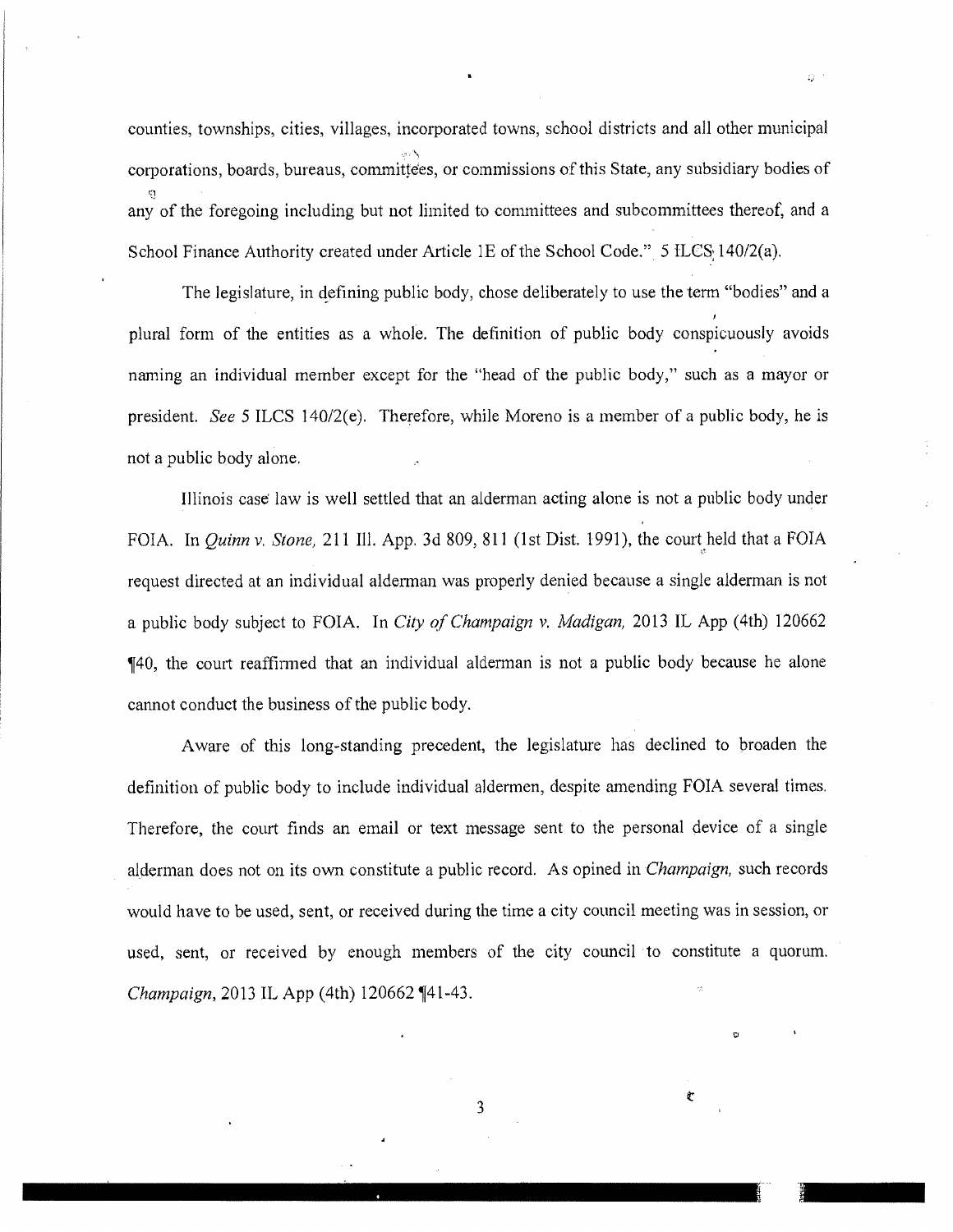counties, townships, cities, villages, incorporated towns, school districts and all other municipal corporations, boards, bureaus, committees, or commissions of this State, any subsidiary bodies of any of the foregoing including but not limited to committees and subcommittees thereof, and a School Finance Authority created under Article 1E of the School Code." 5 ILCS 140/2(a).

The legislature, in defining public body, chose deliberately to use the term "bodies" and a plural form of the entities as a whole. The definition of public body conspicuously avoids naming an individual member except for the "head of the public body," such as a mayor or president. *See* 5 ILCS 140/2(e). Therefore, while Moreno is a member of a public body, he is not a public body alone.

Illinois case law is well settled that an alderman acting alone is not a public body under FOIA. In *Quinn v. Stone,* 211 Ill. App. 3d 809, 811 (1st Dist. 1991), the court held that a FOIA request directed at an individual alderman was properly denied because a single alderman is not a public body subject to FOIA. In *City of Champaign v. Madigan,* 2013 IL App (4th) 120662 ¶40, the court reaffirmed that an individual alderman is not a public body because he alone cannot conduct the business of the public body.

Aware of this long-standing precedent, the legislature has declined to broaden the definition of public body to include individual aldermen, despite amending FOIA several times. Therefore, the court finds an email or text message sent to the personal device of a single alderman does not on its own constitute a public record. As opined in *Champaign,* such records would have to be used, sent, or received during the time a city council meeting was in session, or used, sent, or received by enough members of the city council to constitute a quorum. *Champaign,* 2013 IL App (4th) 120662 ¶41-43.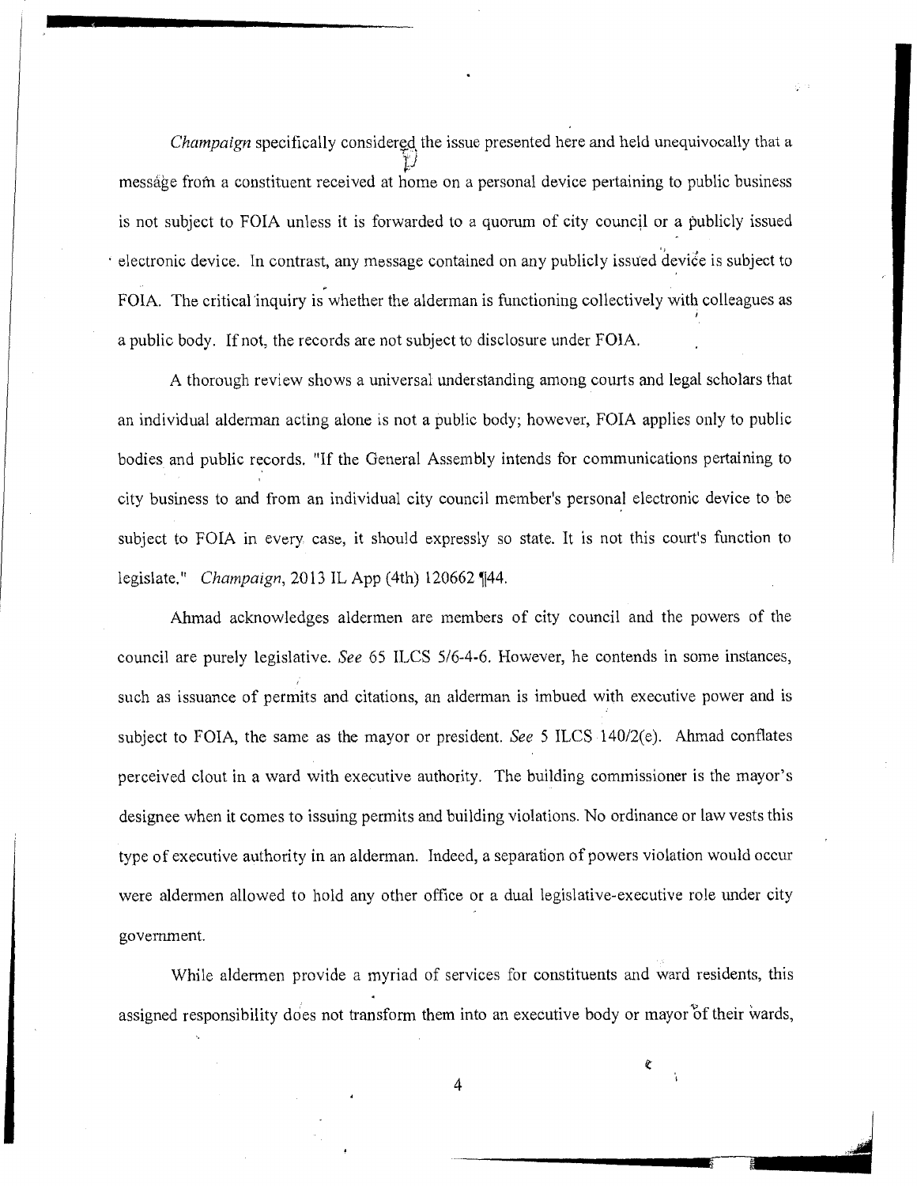*Champaign* specifically considered the issue presented here and held unequivocally that a message from a constituent received at home on a personal device pertaining to public business is not subject to FOIA unless it is forwarded to a quorum of city council or a publicly issued electronic device. In contrast, any message contained on any publicly issued device is subject to FOIA. The critical inquiry is whether the alderman is functioning collectively with colleagues as a public body. If not, the records are not subject to disclosure under FOIA.

A thorough review shows a universal understanding among courts and legal scholars that an individual alderman acting alone is not a public body; however, FOIA applies only to public bodies and public records. "If the General Assembly intends for communications pertaining to city business to and from an individual city council member's personal electronic device to be subject to FOIA in every case, it should expressly so state. It is not this court's function to legislate." *Champaign*, 2013 IL App (4th) 120662 ¶44.

Ahmad acknowledges aldermen are members of city council and the powers of the council are purely legislative. *See* 65 ILCS 5/6-4-6. However, he contends in some instances, such as issuance of permits and citations, an alderman is imbued with executive power and is subject to FOIA, the same as the mayor or president. *See* 5 ILCS 140/2(e). Ahmad conflates perceived clout in a ward with executive authority. The building commissioner is the mayor's designee when it comes to issuing permits and building violations. No ordinance or law vests this type of executive authority in an alderman. Indeed, a separation of powers violation would occur were aldermen allowed to hold any other office or a dual legislative-executive role under city government.

While aldermen provide a myriad of services for constituents and ward residents, this assigned responsibility does not transform them into an executive body or mayor of their wards,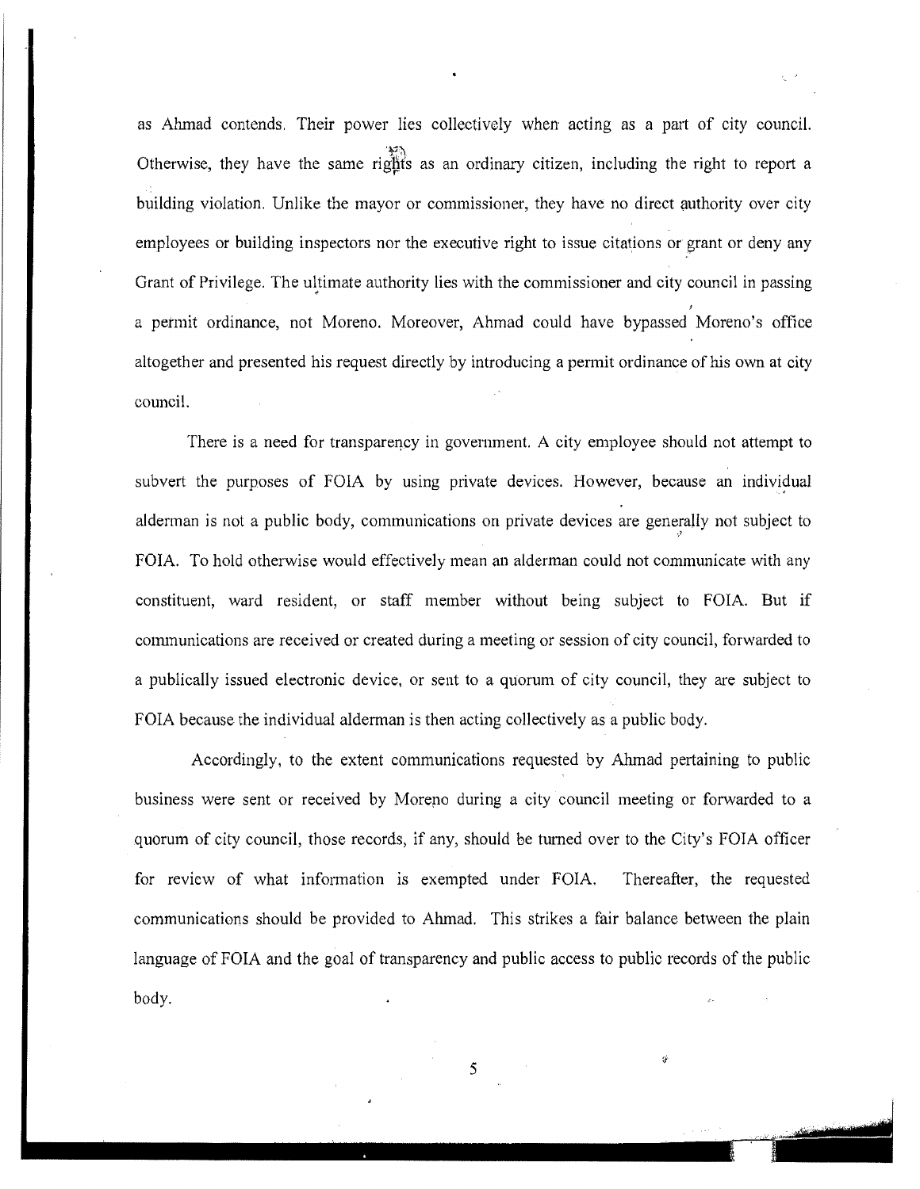as Ahmad contends. Their power lies collectively when acting as a part of city council. Otherwise, they have the same rights as an ordinary citizen, including the right to report a building violation. Unlike the mayor or commissioner, they have no direct authority over city employees or building inspectors nor the executive right to issue citations or grant or deny any Grant of Privilege. The ultimate authority lies with the commissioner and city council in passing a permit ordinance, not Moreno. Moreover, Ahmad could have bypassed Moreno's office altogether and presented his request directly by introducing a permit ordinance of his own at city council.

There is a need for transparency in government. A city employee should not attempt to subvert the purposes of FOIA by using private devices. However, because an individual alderman is not a public body, communications on private devices are generally not subject to FOIA. To hold otherwise would effectively mean an alderman could not communicate with any constituent, ward resident, or staff member without being subject to FOIA. But if communications are received or created during a meeting or session of city council, forwarded to a publically issued electronic device, or sent to a quorum of city council, they are subject to FOIA because the individual alderman is then acting collectively as a public body.

Accordingly, to the extent communications requested by Ahmad pertaining to public business were sent or received by Moreno during a city council meeting or forwarded to a quorum of city council, those records, if any, should be turned over to the City's FOIA officer for review of what information is exempted under FOIA. Thereafter, the requested communications should be provided to Ahmad. This strikes a fair balance between the plain language of FOIA and the goal of transparency and public access to public records of the public body.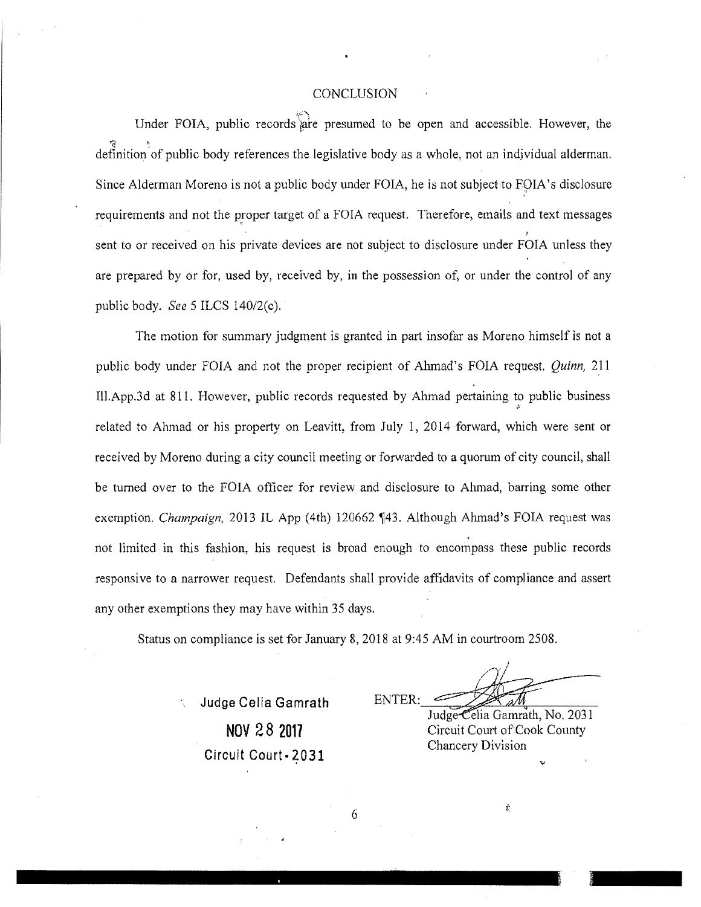## CONCLUSION

Under FOIA, public records are presumed to be open and accessible. However, the definition of public body references the legislative body as a whole, not an individual alderman. Since Alderman Moreno is not a public body under FOIA, he is not subject to FOIA's disclosure requirements and not the proper target of a FOIA request. Therefore, emails and text messages sent to or received on his private devices are not subject to disclosure under FOIA unless they are prepared by or for, used by, received by, in the possession of, or under the control of any public body. *See* 5 ILCS 140/2(c).

The motion for summary judgment is granted in part insofar as Moreno himself is not a public body under FOIA and not the proper recipient of Ahmad's FOIA request. *Quinn,* 211 Ill.App.3d at 811. However, public records requested by Ahmad pertaining to public business related to Ahmad or his property on Leavitt, from July 1, 2014 forward, which were sent or received by Moreno during a city council meeting or forwarded to a quorum of city council, shall be turned over to the FOIA officer for review and disclosure to Ahmad, barring some other exemption. *Champaign,* 2013 IL App (4th) 120662 ¶43. Although Ahmad's FOIA request was not limited in this fashion, his request is broad enough to encompass these public records responsive to a narrower request. Defendants shall provide affidavits of compliance and assert any other exemptions they may have within 35 days.

Status on compliance is set for January 8, 2018 at 9:45 AM in courtroom 2508.

Judge Celia Gamrath
NOV 28 2017
Circuit Court-2031

ENTER: ______________________

Judge Celia Gamrath, No. 2031
Circuit Court of Cook County
Chancery Division